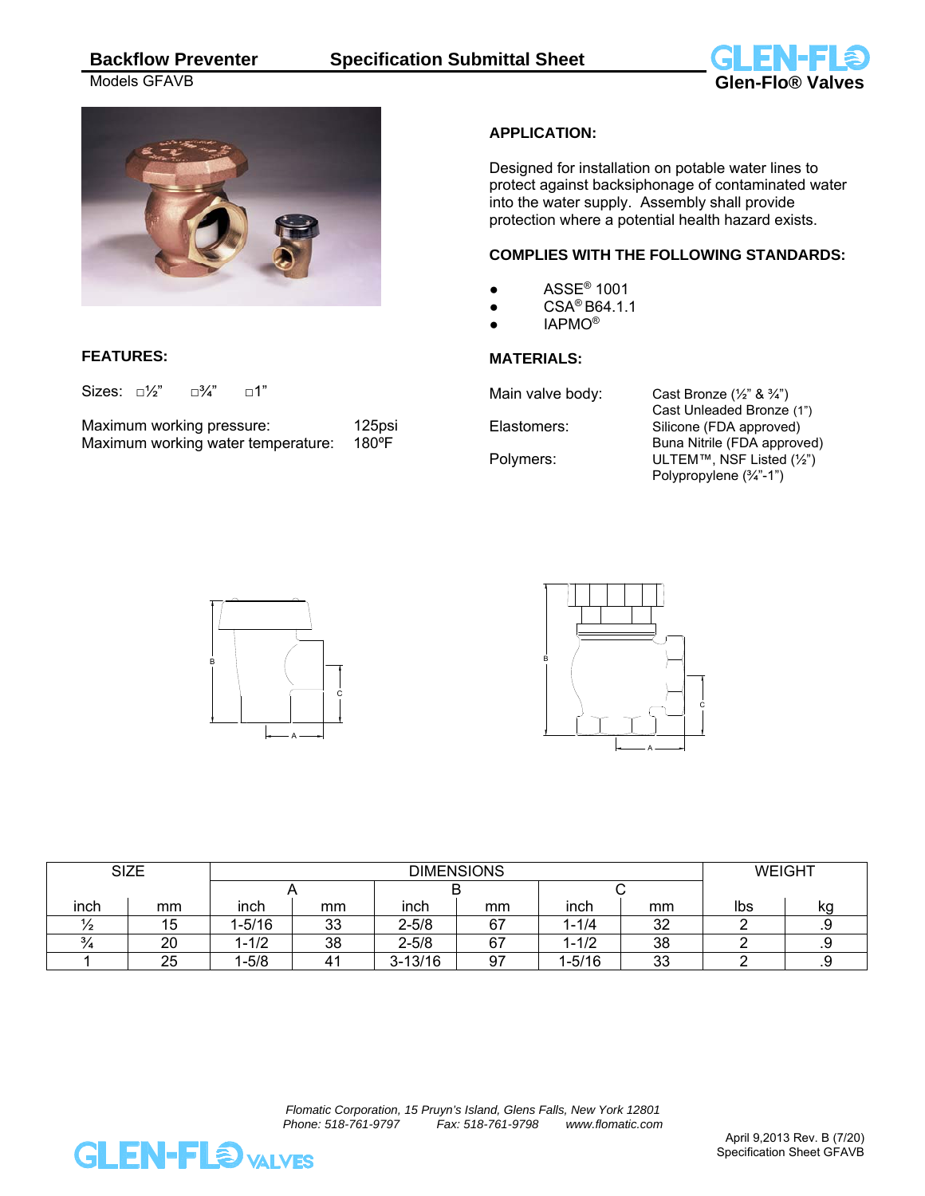# Backflow Preventer — Specification Submittal Sheet

Models GFAVB

Glen-Flo® Valves

## APPLICATION:

Designed for installation on potable water lines to protect against backsiphonage of contaminated water into the water supply. Assembly shall provide protection where a potential health hazard exists.

## COMPLIES WITH THE FOLLOWING STANDARDS:

- ASSE® 1001
- CSA® B64.1.1
- IAPMO®

## FEATURES:

Sizes: □½" □¾" □1"

| | |
|---|---|
| Maximum working pressure: | 125psi |
| Maximum working water temperature: | 180ºF |

## MATERIALS:

| | |
|---|---|
| Main valve body: | Cast Bronze (½" & ¾")<br>Cast Unleaded Bronze (1") |
| Elastomers: | Silicone (FDA approved)<br>Buna Nitrile (FDA approved) |
| Polymers: | ULTEM™, NSF Listed (½")<br>Polypropylene (¾"-1") |

| SIZE | | DIMENSIONS | | | | | | WEIGHT | |
|---|---|---|---|---|---|---|---|---|---|
| | | A | | B | | C | | | |
| inch | mm | inch | mm | inch | mm | inch | mm | lbs | kg |
| ½ | 15 | 1-5/16 | 33 | 2-5/8 | 67 | 1-1/4 | 32 | 2 | .9 |
| ¾ | 20 | 1-1/2 | 38 | 2-5/8 | 67 | 1-1/2 | 38 | 2 | .9 |
| 1 | 25 | 1-5/8 | 41 | 3-13/16 | 97 | 1-5/16 | 33 | 2 | .9 |

*Flomatic Corporation, 15 Pruyn's Island, Glens Falls, New York 12801*
*Phone: 518-761-9797 Fax: 518-761-9798 www.flomatic.com*

April 9,2013 Rev. B (7/20)
Specification Sheet GFAVB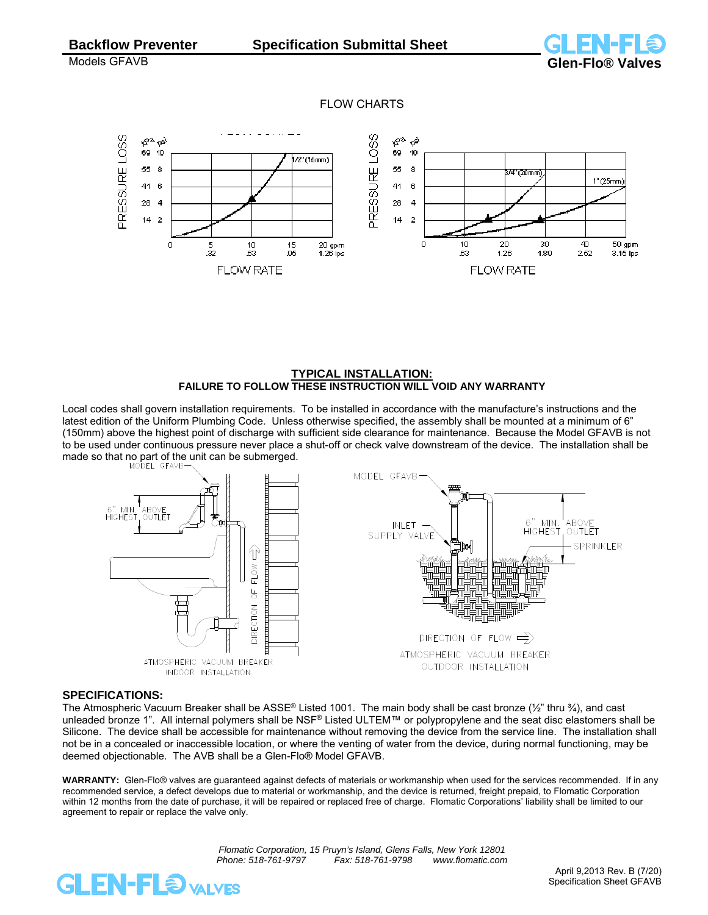**Backflow Preventer** **Specification Submittal Sheet**

Models GFAVB

GLEN-FLO Glen-Flo® Valves

FLOW CHARTS

PRESSURE LOSS
kPa psi
69 10
55 8
41 6
28 4
14 2
0
5 .32
10 .63
15 .95
20 gpm 1.26 lps
1/2" (15mm)
FLOW RATE

PRESSURE LOSS
kPa psi
69 10
55 8
41 6
28 4
14 2
0
10 .63
20 1.26
30 1.89
40 2.52
50 gpm 3.15 lps
3/4" (20mm)
1" (25mm)
FLOW RATE

## TYPICAL INSTALLATION:

**FAILURE TO FOLLOW THESE INSTRUCTION WILL VOID ANY WARRANTY**

Local codes shall govern installation requirements. To be installed in accordance with the manufacture's instructions and the latest edition of the Uniform Plumbing Code. Unless otherwise specified, the assembly shall be mounted at a minimum of 6" (150mm) above the highest point of discharge with sufficient side clearance for maintenance. Because the Model GFAVB is not to be used under continuous pressure never place a shut-off or check valve downstream of the device. The installation shall be made so that no part of the unit can be submerged.

MODEL GFAVB
6" MIN. ABOVE HIGHEST OUTLET
DIRECTION OF FLOW
ATMOSPHERIC VACUUM BREAKER
INDOOR INSTALLATION

MODEL GFAVB
INLET SUPPLY VALVE
6" MIN. ABOVE HIGHEST OUTLET
SPRINKLER
DIRECTION OF FLOW
ATMOSPHERIC VACUUM BREAKER
OUTDOOR INSTALLATION

## SPECIFICATIONS:

The Atmospheric Vacuum Breaker shall be ASSE® Listed 1001. The main body shall be cast bronze (½" thru ¾), and cast unleaded bronze 1". All internal polymers shall be NSF® Listed ULTEM™ or polypropylene and the seat disc elastomers shall be Silicone. The device shall be accessible for maintenance without removing the device from the service line. The installation shall not be in a concealed or inaccessible location, or where the venting of water from the device, during normal functioning, may be deemed objectionable. The AVB shall be a Glen-Flo® Model GFAVB.

**WARRANTY:** Glen-Flo® valves are guaranteed against defects of materials or workmanship when used for the services recommended. If in any recommended service, a defect develops due to material or workmanship, and the device is returned, freight prepaid, to Flomatic Corporation within 12 months from the date of purchase, it will be repaired or replaced free of charge. Flomatic Corporations' liability shall be limited to our agreement to repair or replace the valve only.

*Flomatic Corporation, 15 Pruyn's Island, Glens Falls, New York 12801*
*Phone: 518-761-9797 Fax: 518-761-9798 www.flomatic.com*

GLEN-FLO VALVES

April 9,2013 Rev. B (7/20)
Specification Sheet GFAVB